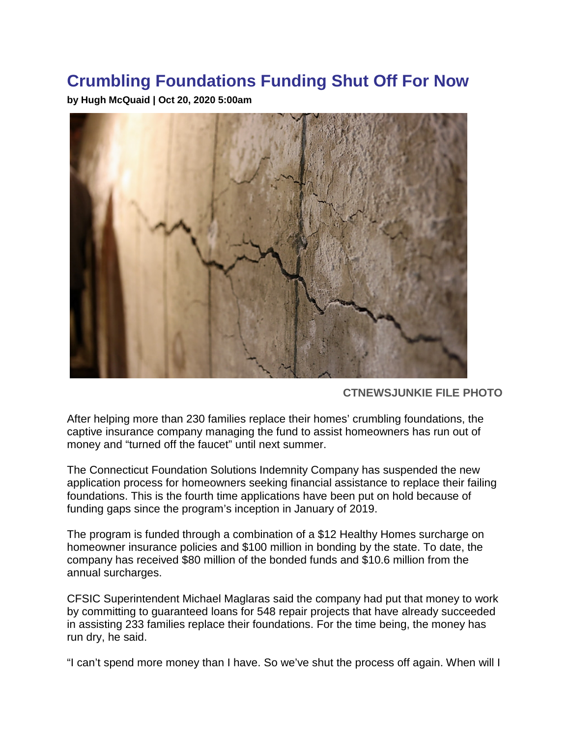# Crumbling Foundations Funding Shut Off For Now

**by Hugh McQuaid | Oct 20, 2020 5:00am**

**CTNEWSJUNKIE FILE PHOTO**

After helping more than 230 families replace their homes' crumbling foundations, the captive insurance company managing the fund to assist homeowners has run out of money and "turned off the faucet" until next summer.

The Connecticut Foundation Solutions Indemnity Company has suspended the new application process for homeowners seeking financial assistance to replace their failing foundations. This is the fourth time applications have been put on hold because of funding gaps since the program's inception in January of 2019.

The program is funded through a combination of a $12 Healthy Homes surcharge on homeowner insurance policies and $100 million in bonding by the state. To date, the company has received $80 million of the bonded funds and $10.6 million from the annual surcharges.

CFSIC Superintendent Michael Maglaras said the company had put that money to work by committing to guaranteed loans for 548 repair projects that have already succeeded in assisting 233 families replace their foundations. For the time being, the money has run dry, he said.

"I can't spend more money than I have. So we've shut the process off again. When will I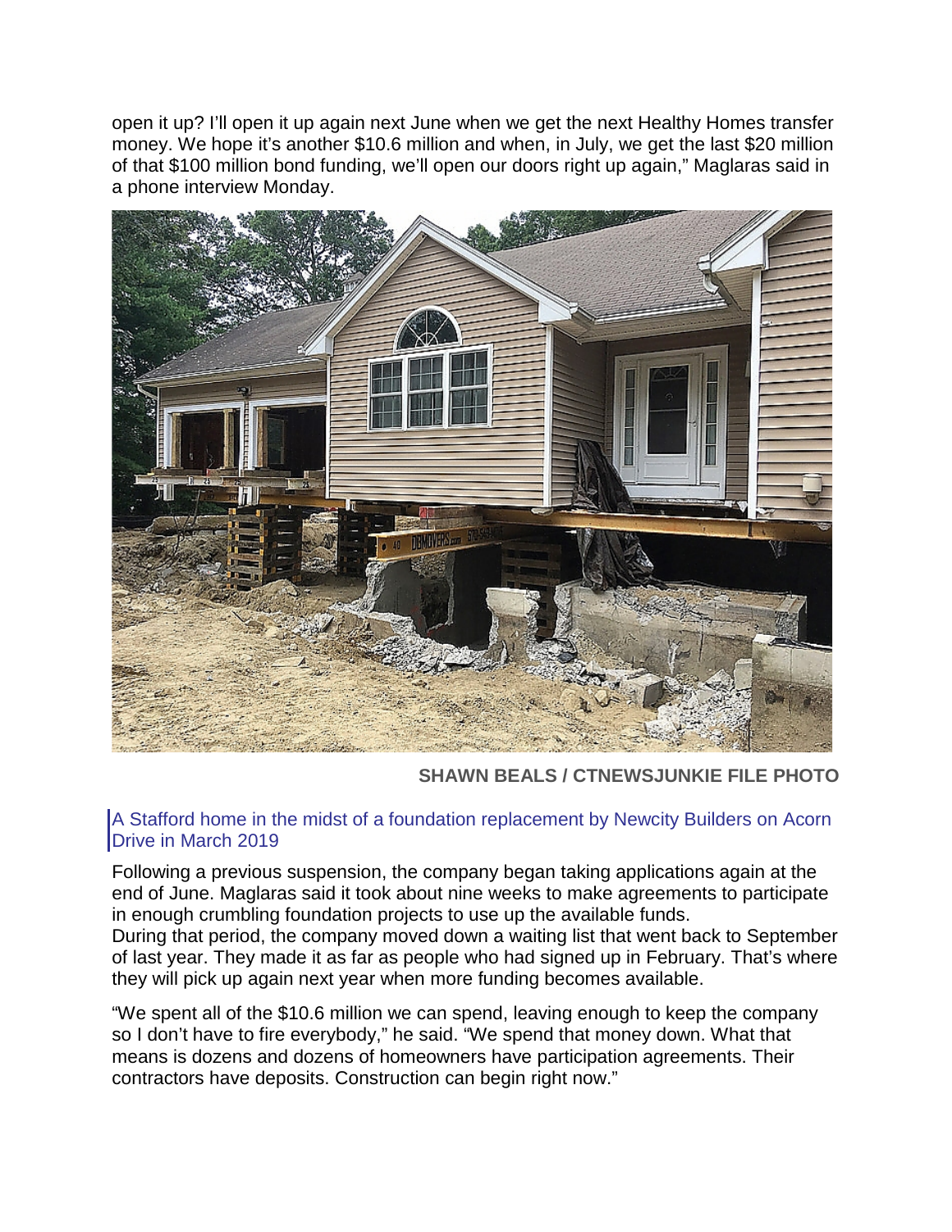open it up? I'll open it up again next June when we get the next Healthy Homes transfer money. We hope it's another $10.6 million and when, in July, we get the last $20 million of that $100 million bond funding, we'll open our doors right up again," Maglaras said in a phone interview Monday.

SHAWN BEALS / CTNEWSJUNKIE FILE PHOTO

A Stafford home in the midst of a foundation replacement by Newcity Builders on Acorn Drive in March 2019

Following a previous suspension, the company began taking applications again at the end of June. Maglaras said it took about nine weeks to make agreements to participate in enough crumbling foundation projects to use up the available funds.
During that period, the company moved down a waiting list that went back to September of last year. They made it as far as people who had signed up in February. That's where they will pick up again next year when more funding becomes available.

"We spent all of the $10.6 million we can spend, leaving enough to keep the company so I don't have to fire everybody," he said. "We spend that money down. What that means is dozens and dozens of homeowners have participation agreements. Their contractors have deposits. Construction can begin right now."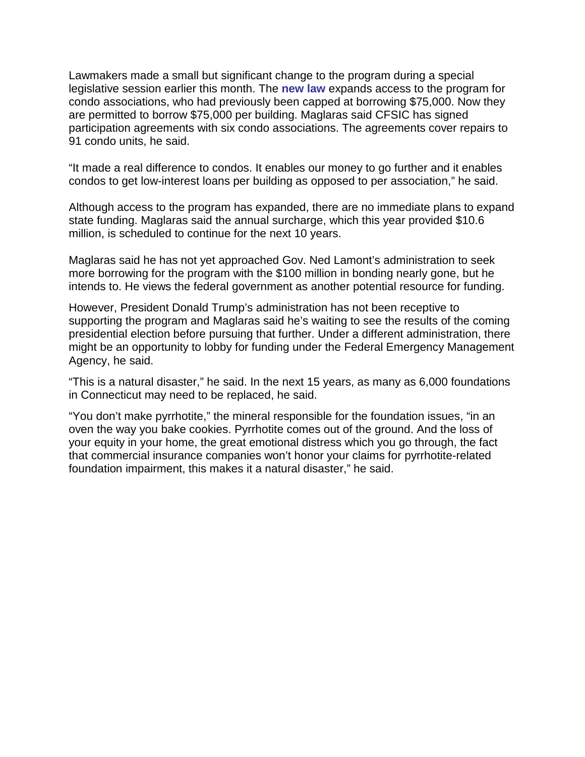Lawmakers made a small but significant change to the program during a special legislative session earlier this month. The **new law** expands access to the program for condo associations, who had previously been capped at borrowing $75,000. Now they are permitted to borrow $75,000 per building. Maglaras said CFSIC has signed participation agreements with six condo associations. The agreements cover repairs to 91 condo units, he said.

“It made a real difference to condos. It enables our money to go further and it enables condos to get low-interest loans per building as opposed to per association,” he said.

Although access to the program has expanded, there are no immediate plans to expand state funding. Maglaras said the annual surcharge, which this year provided $10.6 million, is scheduled to continue for the next 10 years.

Maglaras said he has not yet approached Gov. Ned Lamont’s administration to seek more borrowing for the program with the $100 million in bonding nearly gone, but he intends to. He views the federal government as another potential resource for funding.

However, President Donald Trump’s administration has not been receptive to supporting the program and Maglaras said he’s waiting to see the results of the coming presidential election before pursuing that further. Under a different administration, there might be an opportunity to lobby for funding under the Federal Emergency Management Agency, he said.

“This is a natural disaster,” he said. In the next 15 years, as many as 6,000 foundations in Connecticut may need to be replaced, he said.

“You don’t make pyrrhotite,” the mineral responsible for the foundation issues, “in an oven the way you bake cookies. Pyrrhotite comes out of the ground. And the loss of your equity in your home, the great emotional distress which you go through, the fact that commercial insurance companies won’t honor your claims for pyrrhotite-related foundation impairment, this makes it a natural disaster,” he said.